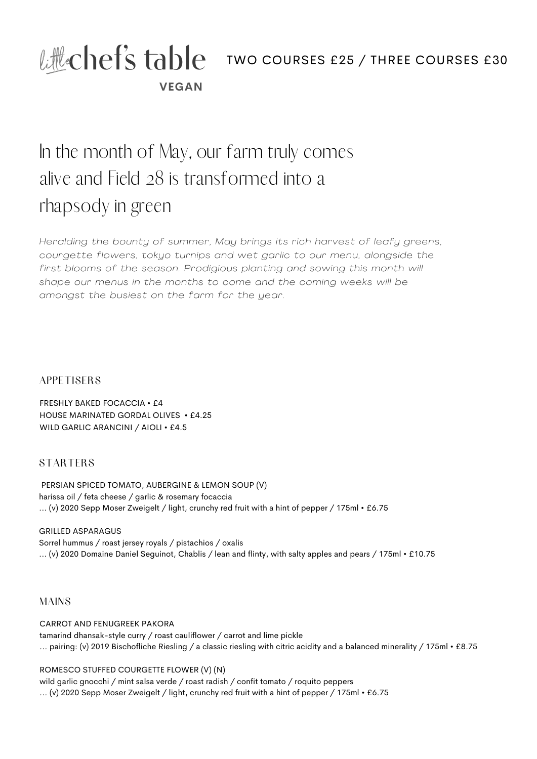# little chef's table

**VEGAN**

TWO COURSES £25 / THREE COURSES £30

## In the month of May, our farm truly comes alive and Field 28 is transformed into a rhapsody in green

*Heralding the bounty of summer, May brings its rich harvest of leafy greens, courgette flowers, tokyo turnips and wet garlic to our menu, alongside the first blooms of the season. Prodigious planting and sowing this month will shape our menus in the months to come and the coming weeks will be amongst the busiest on the farm for the year.*

### APPETISERS

FRESHLY BAKED FOCACCIA • £4
HOUSE MARINATED GORDAL OLIVES • £4.25
WILD GARLIC ARANCINI / AIOLI • £4.5

### STARTERS

PERSIAN SPICED TOMATO, AUBERGINE & LEMON SOUP (V)
harissa oil / feta cheese / garlic & rosemary focaccia
… (v) 2020 Sepp Moser Zweigelt / light, crunchy red fruit with a hint of pepper / 175ml • £6.75

GRILLED ASPARAGUS
Sorrel hummus / roast jersey royals / pistachios / oxalis
… (v) 2020 Domaine Daniel Seguinot, Chablis / lean and flinty, with salty apples and pears / 175ml • £10.75

### MAINS

CARROT AND FENUGREEK PAKORA
tamarind dhansak-style curry / roast cauliflower / carrot and lime pickle
… pairing: (v) 2019 Bischofliche Riesling / a classic riesling with citric acidity and a balanced minerality / 175ml • £8.75

ROMESCO STUFFED COURGETTE FLOWER (V) (N)
wild garlic gnocchi / mint salsa verde / roast radish / confit tomato / roquito peppers
… (v) 2020 Sepp Moser Zweigelt / light, crunchy red fruit with a hint of pepper / 175ml • £6.75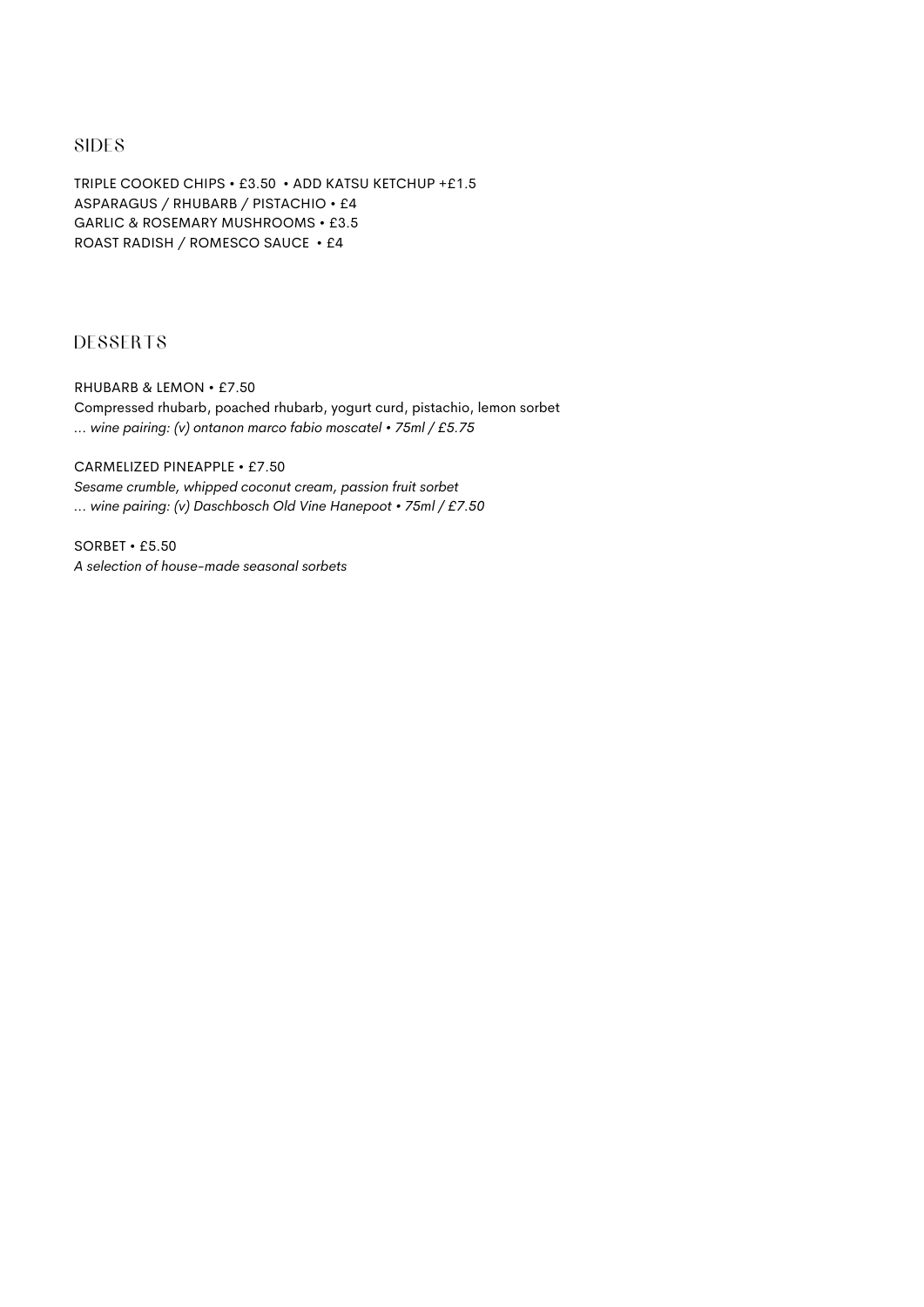## SIDES

TRIPLE COOKED CHIPS • £3.50 • ADD KATSU KETCHUP +£1.5
ASPARAGUS / RHUBARB / PISTACHIO • £4
GARLIC & ROSEMARY MUSHROOMS • £3.5
ROAST RADISH / ROMESCO SAUCE • £4

## DESSERTS

RHUBARB & LEMON • £7.50
Compressed rhubarb, poached rhubarb, yogurt curd, pistachio, lemon sorbet
*... wine pairing: (v) ontanon marco fabio moscatel • 75ml / £5.75*

CARMELIZED PINEAPPLE • £7.50
*Sesame crumble, whipped coconut cream, passion fruit sorbet*
*... wine pairing: (v) Daschbosch Old Vine Hanepoot • 75ml / £7.50*

SORBET • £5.50
*A selection of house-made seasonal sorbets*